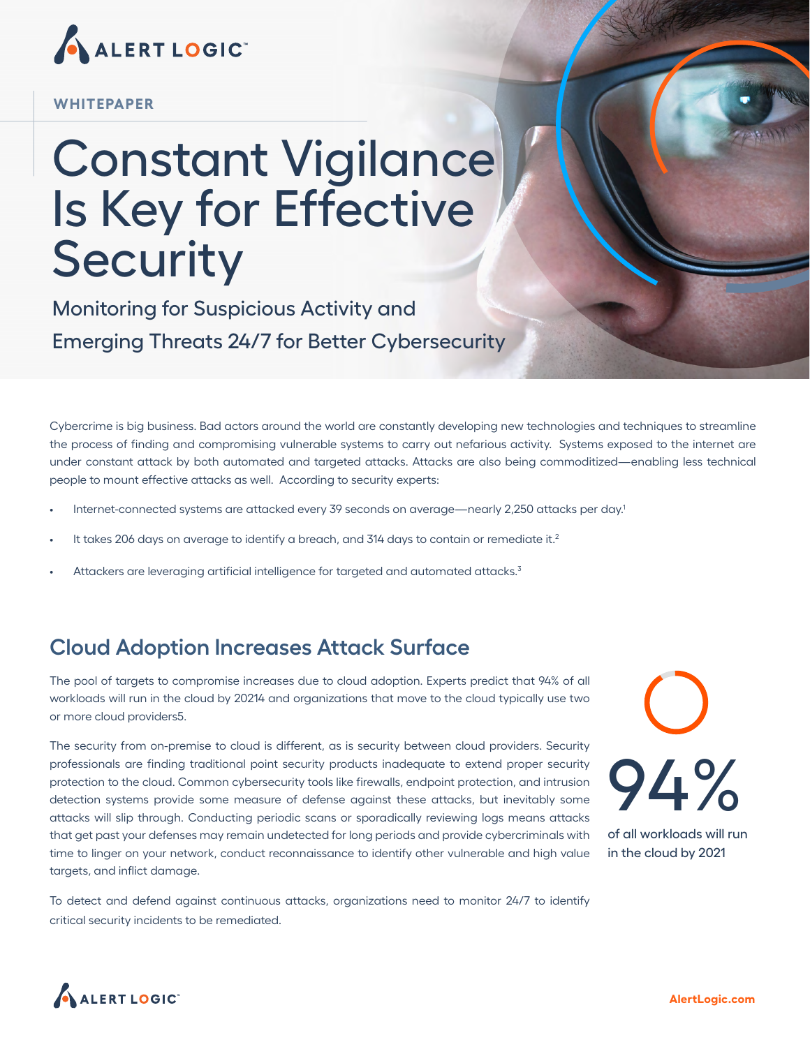WHITEPAPER

# Constant Vigilance Is Key for Effective Security

Monitoring for Suspicious Activity and Emerging Threats 24/7 for Better Cybersecurity

Cybercrime is big business. Bad actors around the world are constantly developing new technologies and techniques to streamline the process of finding and compromising vulnerable systems to carry out nefarious activity. Systems exposed to the internet are under constant attack by both automated and targeted attacks. Attacks are also being commoditized—enabling less technical people to mount effective attacks as well. According to security experts:

- Internet-connected systems are attacked every 39 seconds on average—nearly 2,250 attacks per day.[1]
- It takes 206 days on average to identify a breach, and 314 days to contain or remediate it.[2]
- Attackers are leveraging artificial intelligence for targeted and automated attacks.[3]

## Cloud Adoption Increases Attack Surface

The pool of targets to compromise increases due to cloud adoption. Experts predict that 94% of all workloads will run in the cloud by 20214 and organizations that move to the cloud typically use two or more cloud providers5.

The security from on-premise to cloud is different, as is security between cloud providers. Security professionals are finding traditional point security products inadequate to extend proper security protection to the cloud. Common cybersecurity tools like firewalls, endpoint protection, and intrusion detection systems provide some measure of defense against these attacks, but inevitably some attacks will slip through. Conducting periodic scans or sporadically reviewing logs means attacks that get past your defenses may remain undetected for long periods and provide cybercriminals with time to linger on your network, conduct reconnaissance to identify other vulnerable and high value targets, and inflict damage.

To detect and defend against continuous attacks, organizations need to monitor 24/7 to identify critical security incidents to be remediated.

94%

of all workloads will run in the cloud by 2021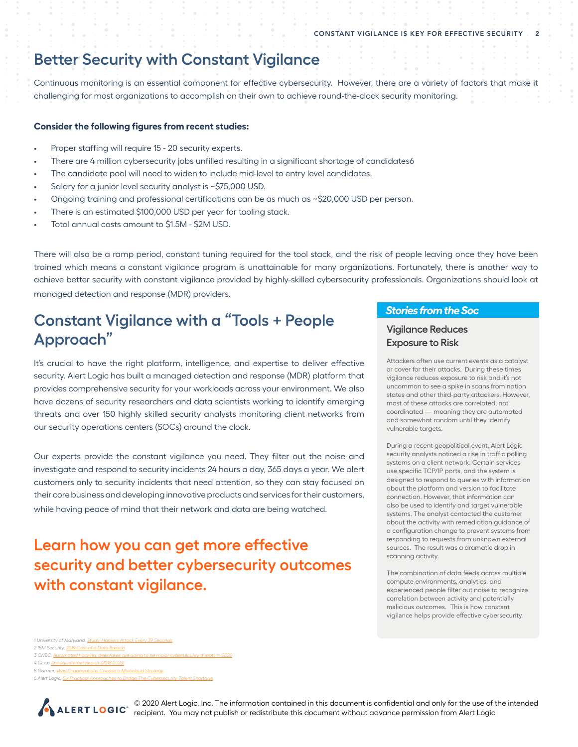# Better Security with Constant Vigilance

Continuous monitoring is an essential component for effective cybersecurity. However, there are a variety of factors that make it challenging for most organizations to accomplish on their own to achieve round-the-clock security monitoring.

**Consider the following figures from recent studies:**

- Proper staffing will require 15 - 20 security experts.
- There are 4 million cybersecurity jobs unfilled resulting in a significant shortage of candidates[6]
- The candidate pool will need to widen to include mid-level to entry level candidates.
- Salary for a junior level security analyst is ~$75,000 USD.
- Ongoing training and professional certifications can be as much as ~$20,000 USD per person.
- There is an estimated $100,000 USD per year for tooling stack.
- Total annual costs amount to $1.5M - $2M USD.

There will also be a ramp period, constant tuning required for the tool stack, and the risk of people leaving once they have been trained which means a constant vigilance program is unattainable for many organizations. Fortunately, there is another way to achieve better security with constant vigilance provided by highly-skilled cybersecurity professionals. Organizations should look at managed detection and response (MDR) providers.

## Constant Vigilance with a "Tools + People Approach"

It's crucial to have the right platform, intelligence, and expertise to deliver effective security. Alert Logic has built a managed detection and response (MDR) platform that provides comprehensive security for your workloads across your environment. We also have dozens of security researchers and data scientists working to identify emerging threats and over 150 highly skilled security analysts monitoring client networks from our security operations centers (SOCs) around the clock.

Our experts provide the constant vigilance you need. They filter out the noise and investigate and respond to security incidents 24 hours a day, 365 days a year. We alert customers only to security incidents that need attention, so they can stay focused on their core business and developing innovative products and services for their customers, while having peace of mind that their network and data are being watched.

## Learn how you can get more effective security and better cybersecurity outcomes with constant vigilance.

### *Stories from the Soc*

#### Vigilance Reduces Exposure to Risk

Attackers often use current events as a catalyst or cover for their attacks. During these times vigilance reduces exposure to risk and it's not uncommon to see a spike in scans from nation states and other third-party attackers. However, most of these attacks are correlated, not coordinated — meaning they are automated and somewhat random until they identify vulnerable targets.

During a recent geopolitical event, Alert Logic security analysts noticed a rise in traffic polling systems on a client network. Certain services use specific TCP/IP ports, and the system is designed to respond to queries with information about the platform and version to facilitate connection. However, that information can also be used to identify and target vulnerable systems. The analyst contacted the customer about the activity with remediation guidance of a configuration change to prevent systems from responding to requests from unknown external sources. The result was a dramatic drop in scanning activity.

The combination of data feeds across multiple compute environments, analytics, and experienced people filter out noise to recognize correlation between activity and potentially malicious outcomes. This is how constant vigilance helps provide effective cybersecurity.

---

1 University of Maryland, Study: Hackers Attack Every 39 Seconds
2 IBM Security, 2019 Cost of a Data Breach
3 CNBC, Automated hacking, deepfakes are going to be major cybersecurity threats in 2020
4 Cisco Annual Internet Report (2018-2023)
5 Gartner, Why Organizations Choose a Multicloud Strategy
6 Alert Logic, Six Practical Approaches to Bridge The Cybersecurity Talent Shortage

ALERT LOGIC © 2020 Alert Logic, Inc. The information contained in this document is confidential and only for the use of the intended recipient. You may not publish or redistribute this document without advance permission from Alert Logic